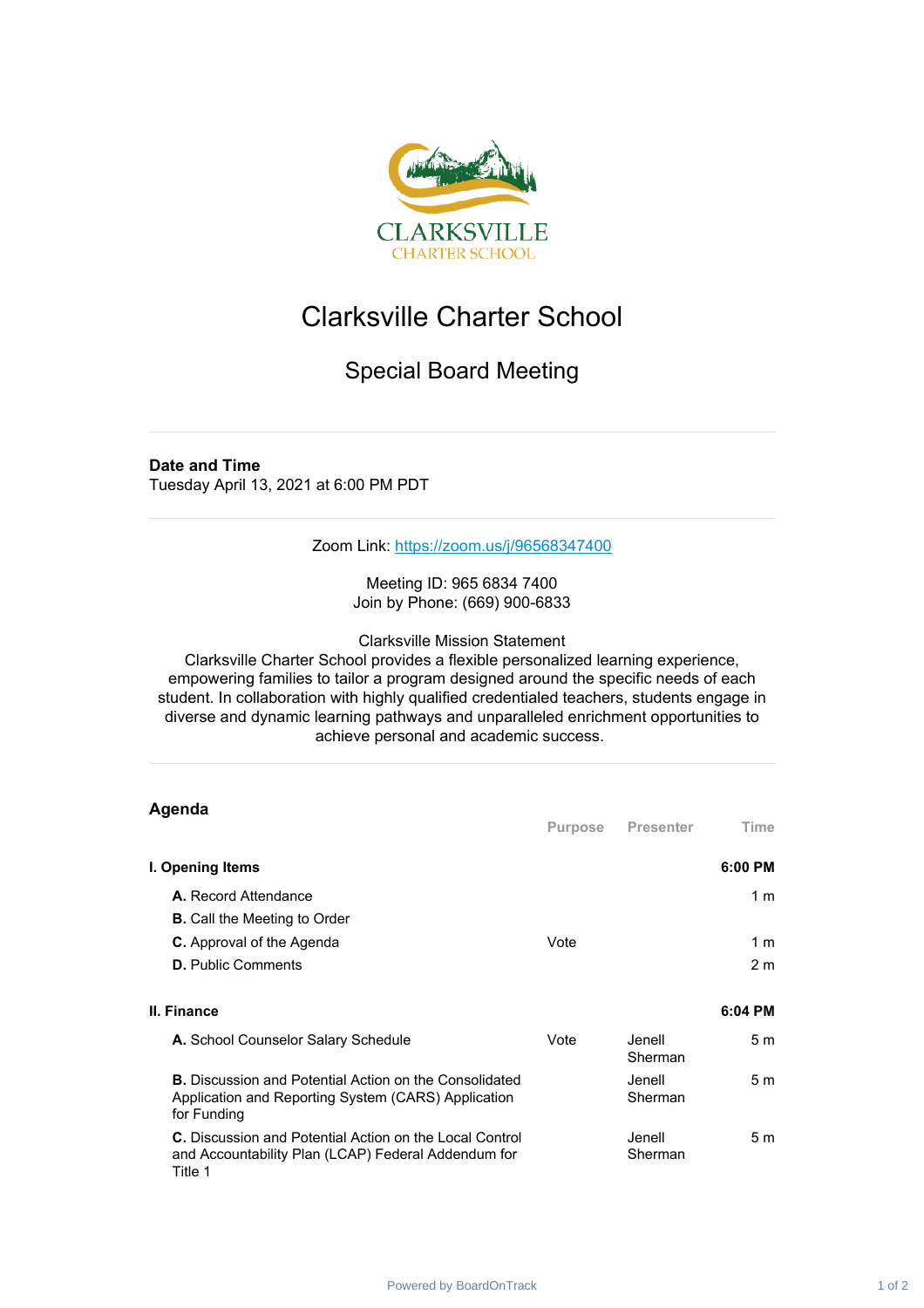# Clarksville Charter School

## Special Board Meeting

**Date and Time**
Tuesday April 13, 2021 at 6:00 PM PDT

Zoom Link: [https://zoom.us/j/96568347400](https://zoom.us/j/96568347400)

Meeting ID: 965 6834 7400
Join by Phone: (669) 900-6833

Clarksville Mission Statement
Clarksville Charter School provides a flexible personalized learning experience, empowering families to tailor a program designed around the specific needs of each student. In collaboration with highly qualified credentialed teachers, students engage in diverse and dynamic learning pathways and unparalleled enrichment opportunities to achieve personal and academic success.

## Agenda

| | Purpose | Presenter | Time |
|---|---|---|---|
| **I. Opening Items** | | | **6:00 PM** |
| **A.** Record Attendance | | | 1 m |
| **B.** Call the Meeting to Order | | | |
| **C.** Approval of the Agenda | Vote | | 1 m |
| **D.** Public Comments | | | 2 m |
| **II. Finance** | | | **6:04 PM** |
| **A.** School Counselor Salary Schedule | Vote | Jenell Sherman | 5 m |
| **B.** Discussion and Potential Action on the Consolidated Application and Reporting System (CARS) Application for Funding | | Jenell Sherman | 5 m |
| **C.** Discussion and Potential Action on the Local Control and Accountability Plan (LCAP) Federal Addendum for Title 1 | | Jenell Sherman | 5 m |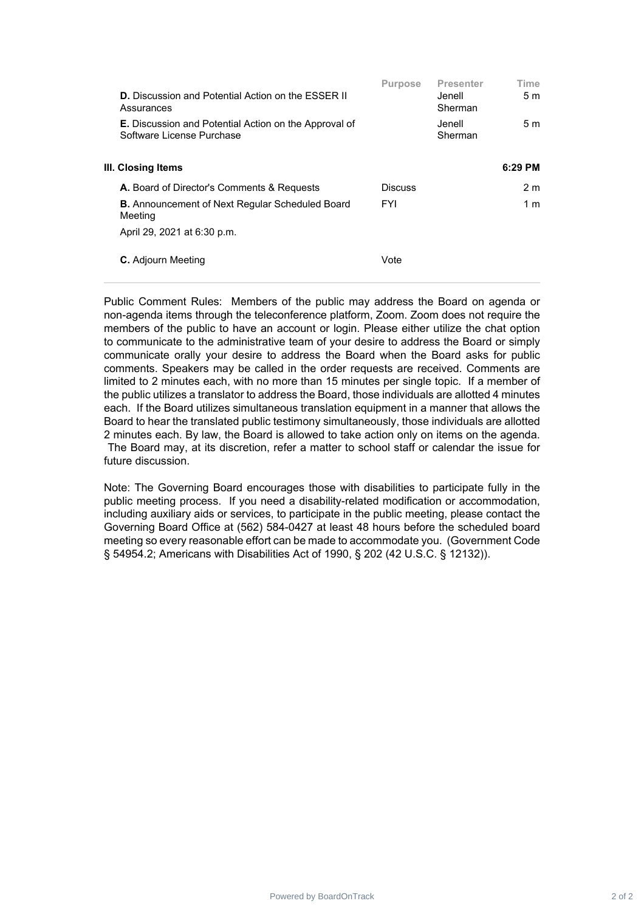| | Purpose | Presenter | Time |
|---|---|---|---|
| **D.** Discussion and Potential Action on the ESSER II Assurances | | Jenell Sherman | 5 m |
| **E.** Discussion and Potential Action on the Approval of Software License Purchase | | Jenell Sherman | 5 m |
| **III. Closing Items** | | | **6:29 PM** |
| **A.** Board of Director's Comments & Requests | Discuss | | 2 m |
| **B.** Announcement of Next Regular Scheduled Board Meeting<br>April 29, 2021 at 6:30 p.m. | FYI | | 1 m |
| **C.** Adjourn Meeting | Vote | | |

Public Comment Rules: Members of the public may address the Board on agenda or non-agenda items through the teleconference platform, Zoom. Zoom does not require the members of the public to have an account or login. Please either utilize the chat option to communicate to the administrative team of your desire to address the Board or simply communicate orally your desire to address the Board when the Board asks for public comments. Speakers may be called in the order requests are received. Comments are limited to 2 minutes each, with no more than 15 minutes per single topic. If a member of the public utilizes a translator to address the Board, those individuals are allotted 4 minutes each. If the Board utilizes simultaneous translation equipment in a manner that allows the Board to hear the translated public testimony simultaneously, those individuals are allotted 2 minutes each. By law, the Board is allowed to take action only on items on the agenda. The Board may, at its discretion, refer a matter to school staff or calendar the issue for future discussion.

Note: The Governing Board encourages those with disabilities to participate fully in the public meeting process. If you need a disability-related modification or accommodation, including auxiliary aids or services, to participate in the public meeting, please contact the Governing Board Office at (562) 584-0427 at least 48 hours before the scheduled board meeting so every reasonable effort can be made to accommodate you. (Government Code § 54954.2; Americans with Disabilities Act of 1990, § 202 (42 U.S.C. § 12132)).